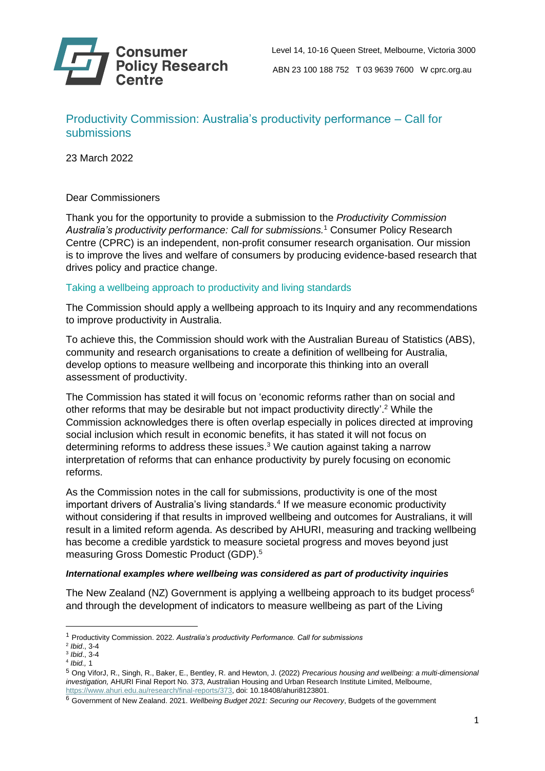Consumer Policy Research Centre

Level 14, 10-16 Queen Street, Melbourne, Victoria 3000

ABN 23 100 188 752 T 03 9639 7600 W cprc.org.au

# Productivity Commission: Australia's productivity performance – Call for submissions

23 March 2022

Dear Commissioners

Thank you for the opportunity to provide a submission to the *Productivity Commission Australia's productivity performance: Call for submissions.*[1] Consumer Policy Research Centre (CPRC) is an independent, non-profit consumer research organisation. Our mission is to improve the lives and welfare of consumers by producing evidence-based research that drives policy and practice change.

## Taking a wellbeing approach to productivity and living standards

The Commission should apply a wellbeing approach to its Inquiry and any recommendations to improve productivity in Australia.

To achieve this, the Commission should work with the Australian Bureau of Statistics (ABS), community and research organisations to create a definition of wellbeing for Australia, develop options to measure wellbeing and incorporate this thinking into an overall assessment of productivity.

The Commission has stated it will focus on 'economic reforms rather than on social and other reforms that may be desirable but not impact productivity directly'.[2] While the Commission acknowledges there is often overlap especially in polices directed at improving social inclusion which result in economic benefits, it has stated it will not focus on determining reforms to address these issues.[3] We caution against taking a narrow interpretation of reforms that can enhance productivity by purely focusing on economic reforms.

As the Commission notes in the call for submissions, productivity is one of the most important drivers of Australia's living standards.[4] If we measure economic productivity without considering if that results in improved wellbeing and outcomes for Australians, it will result in a limited reform agenda. As described by AHURI, measuring and tracking wellbeing has become a credible yardstick to measure societal progress and moves beyond just measuring Gross Domestic Product (GDP).[5]

### *International examples where wellbeing was considered as part of productivity inquiries*

The New Zealand (NZ) Government is applying a wellbeing approach to its budget process[6] and through the development of indicators to measure wellbeing as part of the Living

---

[1] Productivity Commission. 2022. *Australia's productivity Performance. Call for submissions*

[2] *Ibid*., 3-4

[3] *Ibid*., 3-4

[4] *Ibid.,* 1

[5] Ong ViforJ, R., Singh, R., Baker, E., Bentley, R. and Hewton, J. (2022) *Precarious housing and wellbeing: a multi-dimensional investigation,* AHURI Final Report No. 373, Australian Housing and Urban Research Institute Limited, Melbourne, https://www.ahuri.edu.au/research/final-reports/373, doi: 10.18408/ahuri8123801.

[6] Government of New Zealand. 2021. *Wellbeing Budget 2021: Securing our Recovery*, Budgets of the government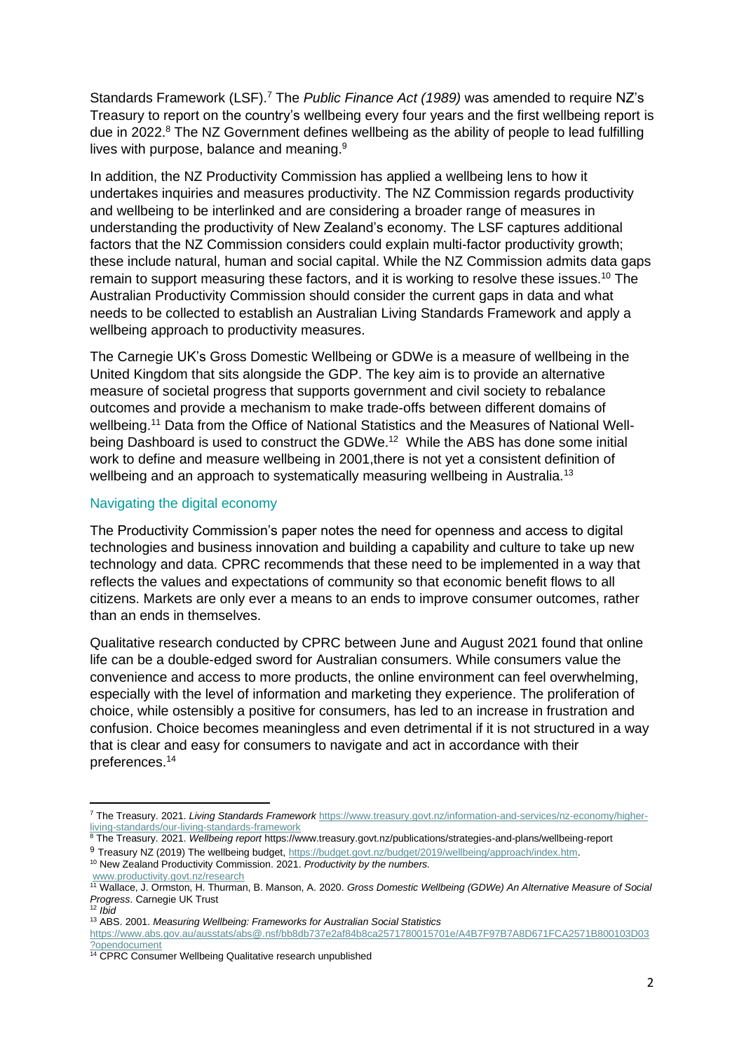Standards Framework (LSF).[7] The *Public Finance Act (1989)* was amended to require NZ's Treasury to report on the country's wellbeing every four years and the first wellbeing report is due in 2022.[8] The NZ Government defines wellbeing as the ability of people to lead fulfilling lives with purpose, balance and meaning.[9]

In addition, the NZ Productivity Commission has applied a wellbeing lens to how it undertakes inquiries and measures productivity. The NZ Commission regards productivity and wellbeing to be interlinked and are considering a broader range of measures in understanding the productivity of New Zealand's economy. The LSF captures additional factors that the NZ Commission considers could explain multi-factor productivity growth; these include natural, human and social capital. While the NZ Commission admits data gaps remain to support measuring these factors, and it is working to resolve these issues.[10] The Australian Productivity Commission should consider the current gaps in data and what needs to be collected to establish an Australian Living Standards Framework and apply a wellbeing approach to productivity measures.

The Carnegie UK's Gross Domestic Wellbeing or GDWe is a measure of wellbeing in the United Kingdom that sits alongside the GDP. The key aim is to provide an alternative measure of societal progress that supports government and civil society to rebalance outcomes and provide a mechanism to make trade-offs between different domains of wellbeing.[11] Data from the Office of National Statistics and the Measures of National Well-being Dashboard is used to construct the GDWe.[12] While the ABS has done some initial work to define and measure wellbeing in 2001,there is not yet a consistent definition of wellbeing and an approach to systematically measuring wellbeing in Australia.[13]

## Navigating the digital economy

The Productivity Commission's paper notes the need for openness and access to digital technologies and business innovation and building a capability and culture to take up new technology and data. CPRC recommends that these need to be implemented in a way that reflects the values and expectations of community so that economic benefit flows to all citizens. Markets are only ever a means to an ends to improve consumer outcomes, rather than an ends in themselves.

Qualitative research conducted by CPRC between June and August 2021 found that online life can be a double-edged sword for Australian consumers. While consumers value the convenience and access to more products, the online environment can feel overwhelming, especially with the level of information and marketing they experience. The proliferation of choice, while ostensibly a positive for consumers, has led to an increase in frustration and confusion. Choice becomes meaningless and even detrimental if it is not structured in a way that is clear and easy for consumers to navigate and act in accordance with their preferences.[14]

---

[7] The Treasury. 2021. *Living Standards Framework* https://www.treasury.govt.nz/information-and-services/nz-economy/higher-living-standards/our-living-standards-framework

[8] The Treasury. 2021. *Wellbeing report* https://www.treasury.govt.nz/publications/strategies-and-plans/wellbeing-report

[9] Treasury NZ (2019) The wellbeing budget, https://budget.govt.nz/budget/2019/wellbeing/approach/index.htm.

[10] New Zealand Productivity Commission. 2021. *Productivity by the numbers.* www.productivity.govt.nz/research

[11] Wallace, J. Ormston, H. Thurman, B. Manson, A. 2020. *Gross Domestic Wellbeing (GDWe) An Alternative Measure of Social Progress.* Carnegie UK Trust

[12] *Ibid*

[13] ABS. 2001. *Measuring Wellbeing: Frameworks for Australian Social Statistics* https://www.abs.gov.au/ausstats/abs@.nsf/bb8db737e2af84b8ca2571780015701e/A4B7F97B7A8D671FCA2571B800103D03?opendocument

[14] CPRC Consumer Wellbeing Qualitative research unpublished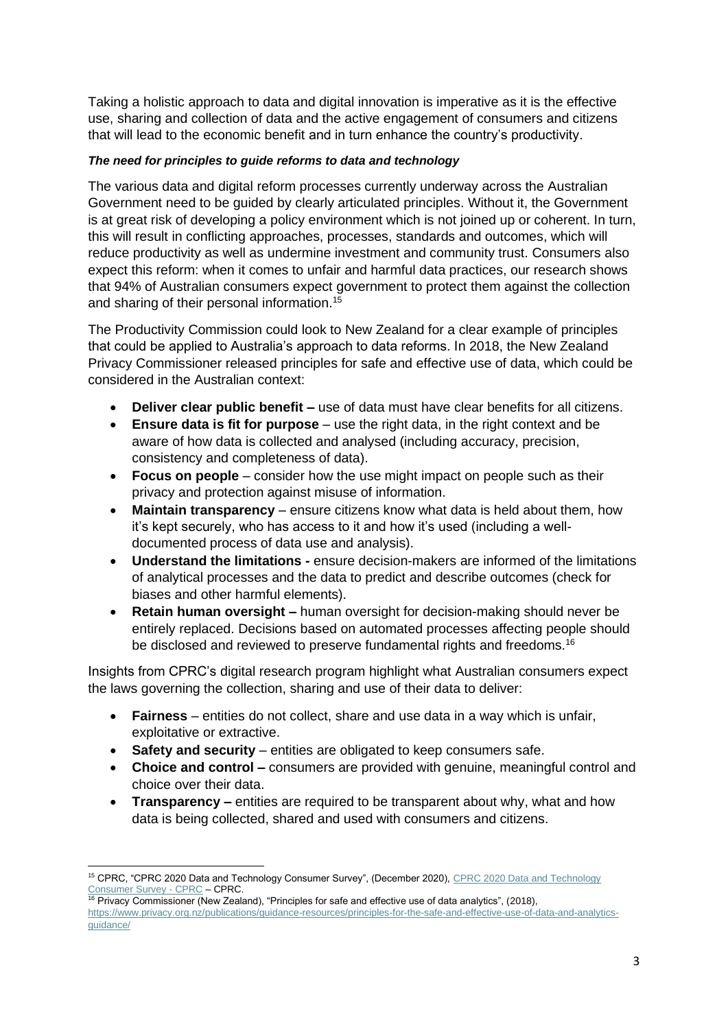Taking a holistic approach to data and digital innovation is imperative as it is the effective use, sharing and collection of data and the active engagement of consumers and citizens that will lead to the economic benefit and in turn enhance the country's productivity.

***The need for principles to guide reforms to data and technology***

The various data and digital reform processes currently underway across the Australian Government need to be guided by clearly articulated principles. Without it, the Government is at great risk of developing a policy environment which is not joined up or coherent. In turn, this will result in conflicting approaches, processes, standards and outcomes, which will reduce productivity as well as undermine investment and community trust. Consumers also expect this reform: when it comes to unfair and harmful data practices, our research shows that 94% of Australian consumers expect government to protect them against the collection and sharing of their personal information.[15]

The Productivity Commission could look to New Zealand for a clear example of principles that could be applied to Australia's approach to data reforms. In 2018, the New Zealand Privacy Commissioner released principles for safe and effective use of data, which could be considered in the Australian context:

- **Deliver clear public benefit –** use of data must have clear benefits for all citizens.
- **Ensure data is fit for purpose** – use the right data, in the right context and be aware of how data is collected and analysed (including accuracy, precision, consistency and completeness of data).
- **Focus on people** – consider how the use might impact on people such as their privacy and protection against misuse of information.
- **Maintain transparency** – ensure citizens know what data is held about them, how it's kept securely, who has access to it and how it's used (including a well-documented process of data use and analysis).
- **Understand the limitations -** ensure decision-makers are informed of the limitations of analytical processes and the data to predict and describe outcomes (check for biases and other harmful elements).
- **Retain human oversight –** human oversight for decision-making should never be entirely replaced. Decisions based on automated processes affecting people should be disclosed and reviewed to preserve fundamental rights and freedoms.[16]

Insights from CPRC's digital research program highlight what Australian consumers expect the laws governing the collection, sharing and use of their data to deliver:

- **Fairness** – entities do not collect, share and use data in a way which is unfair, exploitative or extractive.
- **Safety and security** – entities are obligated to keep consumers safe.
- **Choice and control –** consumers are provided with genuine, meaningful control and choice over their data.
- **Transparency –** entities are required to be transparent about why, what and how data is being collected, shared and used with consumers and citizens.

---

[15] CPRC, "CPRC 2020 Data and Technology Consumer Survey", (December 2020), CPRC 2020 Data and Technology Consumer Survey - CPRC – CPRC.

[16] Privacy Commissioner (New Zealand), "Principles for safe and effective use of data analytics", (2018), https://www.privacy.org.nz/publications/guidance-resources/principles-for-the-safe-and-effective-use-of-data-and-analytics-guidance/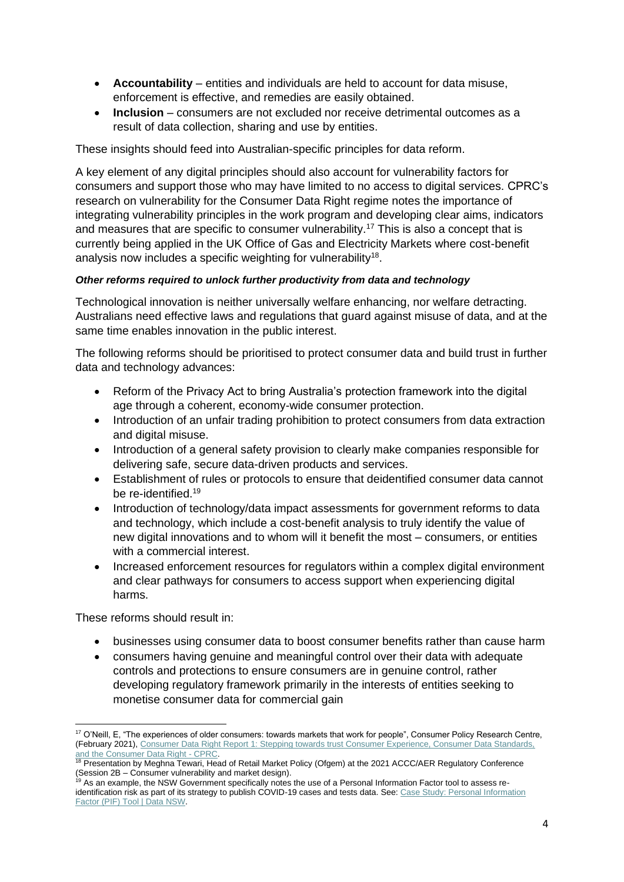- **Accountability** – entities and individuals are held to account for data misuse, enforcement is effective, and remedies are easily obtained.
- **Inclusion** – consumers are not excluded nor receive detrimental outcomes as a result of data collection, sharing and use by entities.

These insights should feed into Australian-specific principles for data reform.

A key element of any digital principles should also account for vulnerability factors for consumers and support those who may have limited to no access to digital services. CPRC's research on vulnerability for the Consumer Data Right regime notes the importance of integrating vulnerability principles in the work program and developing clear aims, indicators and measures that are specific to consumer vulnerability.[17] This is also a concept that is currently being applied in the UK Office of Gas and Electricity Markets where cost-benefit analysis now includes a specific weighting for vulnerability[18].

***Other reforms required to unlock further productivity from data and technology***

Technological innovation is neither universally welfare enhancing, nor welfare detracting. Australians need effective laws and regulations that guard against misuse of data, and at the same time enables innovation in the public interest.

The following reforms should be prioritised to protect consumer data and build trust in further data and technology advances:

- Reform of the Privacy Act to bring Australia's protection framework into the digital age through a coherent, economy-wide consumer protection.
- Introduction of an unfair trading prohibition to protect consumers from data extraction and digital misuse.
- Introduction of a general safety provision to clearly make companies responsible for delivering safe, secure data-driven products and services.
- Establishment of rules or protocols to ensure that deidentified consumer data cannot be re-identified.[19]
- Introduction of technology/data impact assessments for government reforms to data and technology, which include a cost-benefit analysis to truly identify the value of new digital innovations and to whom will it benefit the most – consumers, or entities with a commercial interest.
- Increased enforcement resources for regulators within a complex digital environment and clear pathways for consumers to access support when experiencing digital harms.

These reforms should result in:

- businesses using consumer data to boost consumer benefits rather than cause harm
- consumers having genuine and meaningful control over their data with adequate controls and protections to ensure consumers are in genuine control, rather developing regulatory framework primarily in the interests of entities seeking to monetise consumer data for commercial gain

---

[17] O'Neill, E, "The experiences of older consumers: towards markets that work for people", Consumer Policy Research Centre, (February 2021), Consumer Data Right Report 1: Stepping towards trust Consumer Experience, Consumer Data Standards, and the Consumer Data Right - CPRC.

[18] Presentation by Meghna Tewari, Head of Retail Market Policy (Ofgem) at the 2021 ACCC/AER Regulatory Conference (Session 2B – Consumer vulnerability and market design).

[19] As an example, the NSW Government specifically notes the use of a Personal Information Factor tool to assess re-identification risk as part of its strategy to publish COVID-19 cases and tests data. See: Case Study: Personal Information Factor (PIF) Tool | Data NSW.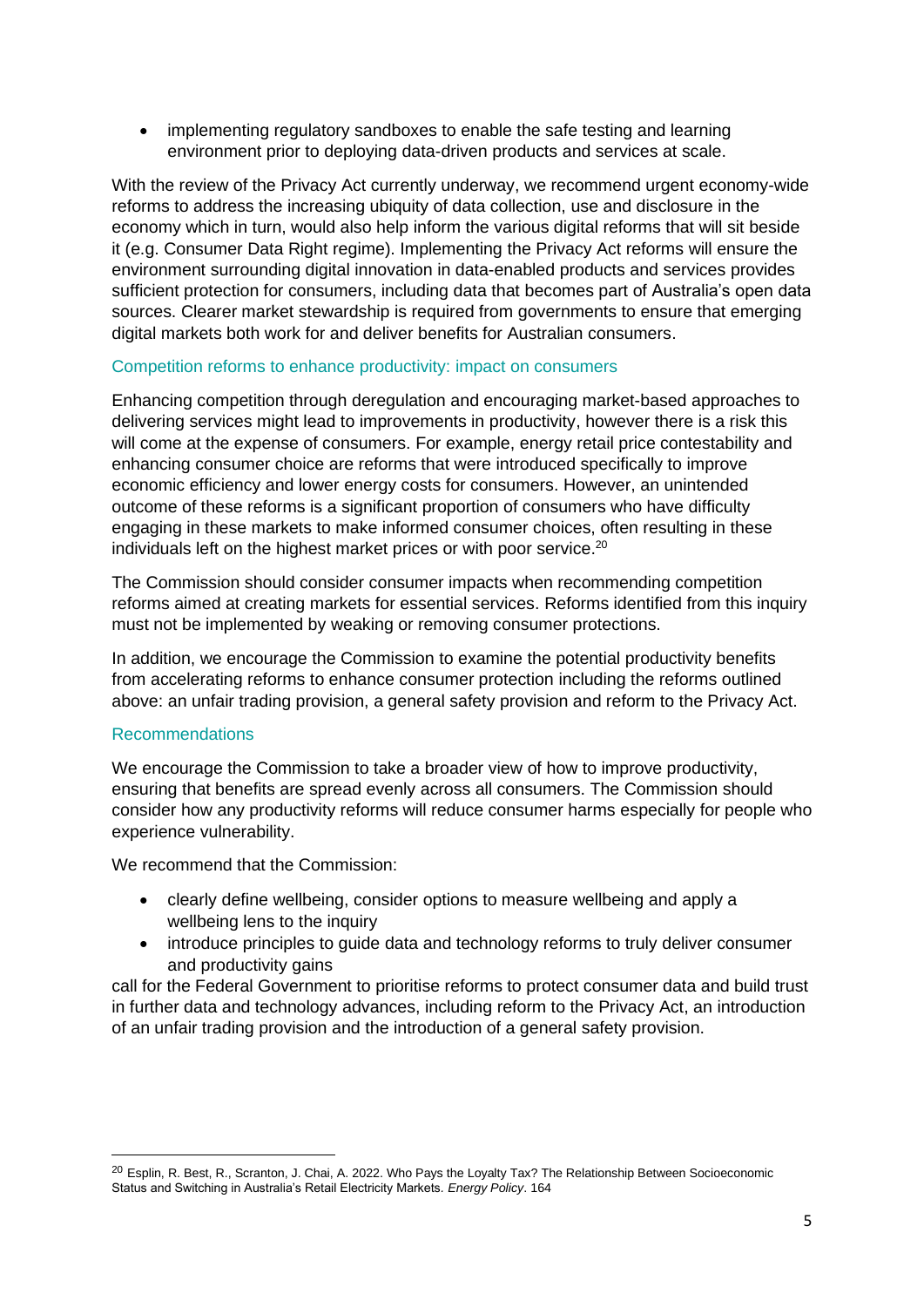- implementing regulatory sandboxes to enable the safe testing and learning environment prior to deploying data-driven products and services at scale.

With the review of the Privacy Act currently underway, we recommend urgent economy-wide reforms to address the increasing ubiquity of data collection, use and disclosure in the economy which in turn, would also help inform the various digital reforms that will sit beside it (e.g. Consumer Data Right regime). Implementing the Privacy Act reforms will ensure the environment surrounding digital innovation in data-enabled products and services provides sufficient protection for consumers, including data that becomes part of Australia's open data sources. Clearer market stewardship is required from governments to ensure that emerging digital markets both work for and deliver benefits for Australian consumers.

### Competition reforms to enhance productivity: impact on consumers

Enhancing competition through deregulation and encouraging market-based approaches to delivering services might lead to improvements in productivity, however there is a risk this will come at the expense of consumers. For example, energy retail price contestability and enhancing consumer choice are reforms that were introduced specifically to improve economic efficiency and lower energy costs for consumers. However, an unintended outcome of these reforms is a significant proportion of consumers who have difficulty engaging in these markets to make informed consumer choices, often resulting in these individuals left on the highest market prices or with poor service.[20]

The Commission should consider consumer impacts when recommending competition reforms aimed at creating markets for essential services. Reforms identified from this inquiry must not be implemented by weaking or removing consumer protections.

In addition, we encourage the Commission to examine the potential productivity benefits from accelerating reforms to enhance consumer protection including the reforms outlined above: an unfair trading provision, a general safety provision and reform to the Privacy Act.

### Recommendations

We encourage the Commission to take a broader view of how to improve productivity, ensuring that benefits are spread evenly across all consumers. The Commission should consider how any productivity reforms will reduce consumer harms especially for people who experience vulnerability.

We recommend that the Commission:

- clearly define wellbeing, consider options to measure wellbeing and apply a wellbeing lens to the inquiry
- introduce principles to guide data and technology reforms to truly deliver consumer and productivity gains

call for the Federal Government to prioritise reforms to protect consumer data and build trust in further data and technology advances, including reform to the Privacy Act, an introduction of an unfair trading provision and the introduction of a general safety provision.

[20] Esplin, R. Best, R., Scranton, J. Chai, A. 2022. Who Pays the Loyalty Tax? The Relationship Between Socioeconomic Status and Switching in Australia's Retail Electricity Markets. *Energy Policy*. 164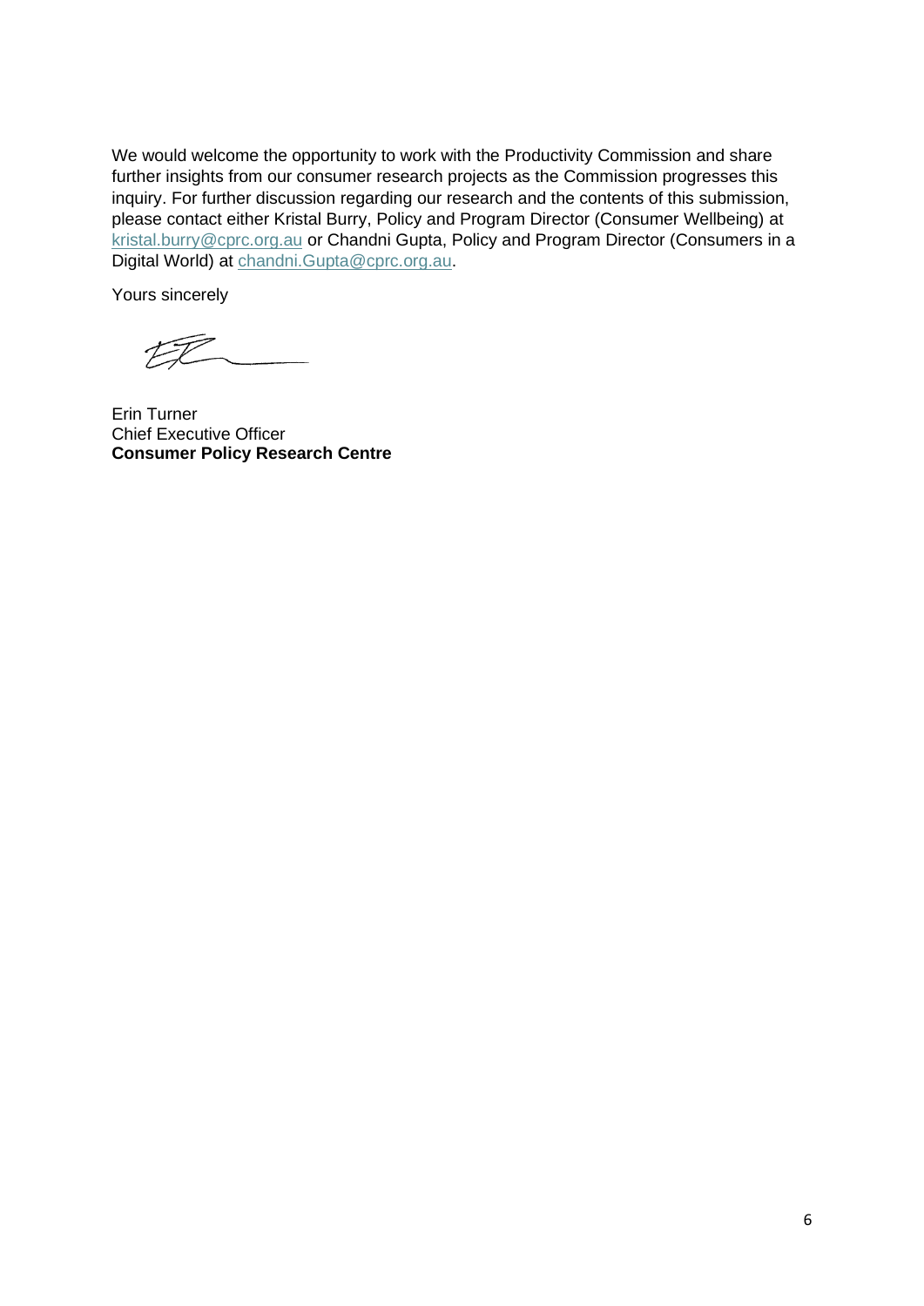We would welcome the opportunity to work with the Productivity Commission and share further insights from our consumer research projects as the Commission progresses this inquiry. For further discussion regarding our research and the contents of this submission, please contact either Kristal Burry, Policy and Program Director (Consumer Wellbeing) at kristal.burry@cprc.org.au or Chandni Gupta, Policy and Program Director (Consumers in a Digital World) at chandni.Gupta@cprc.org.au.

Yours sincerely

Erin Turner
Chief Executive Officer
**Consumer Policy Research Centre**